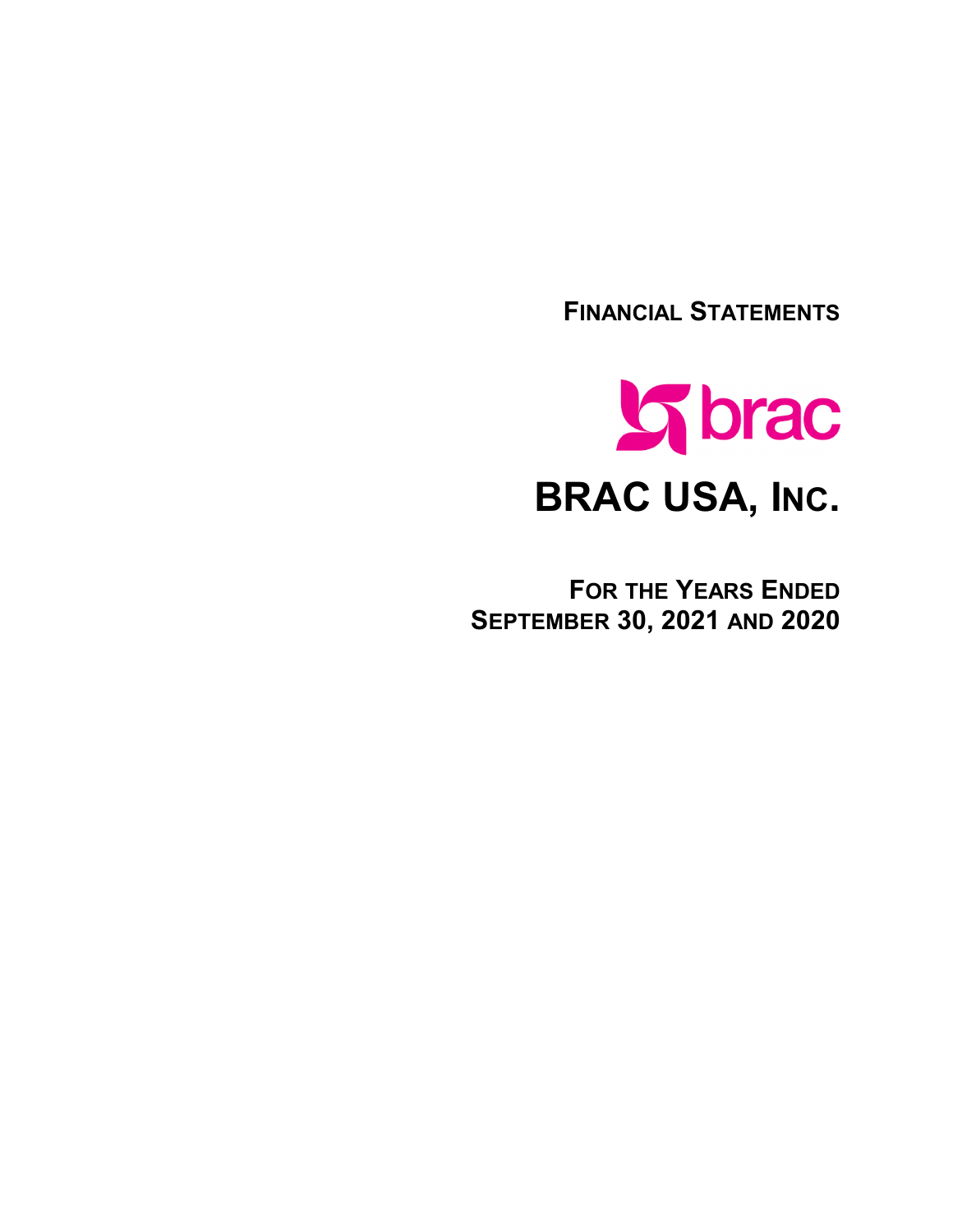**FINANCIAL STATEMENTS**

brac

# BRAC USA, INC.

**FOR THE YEARS ENDED**
**SEPTEMBER 30, 2021 AND 2020**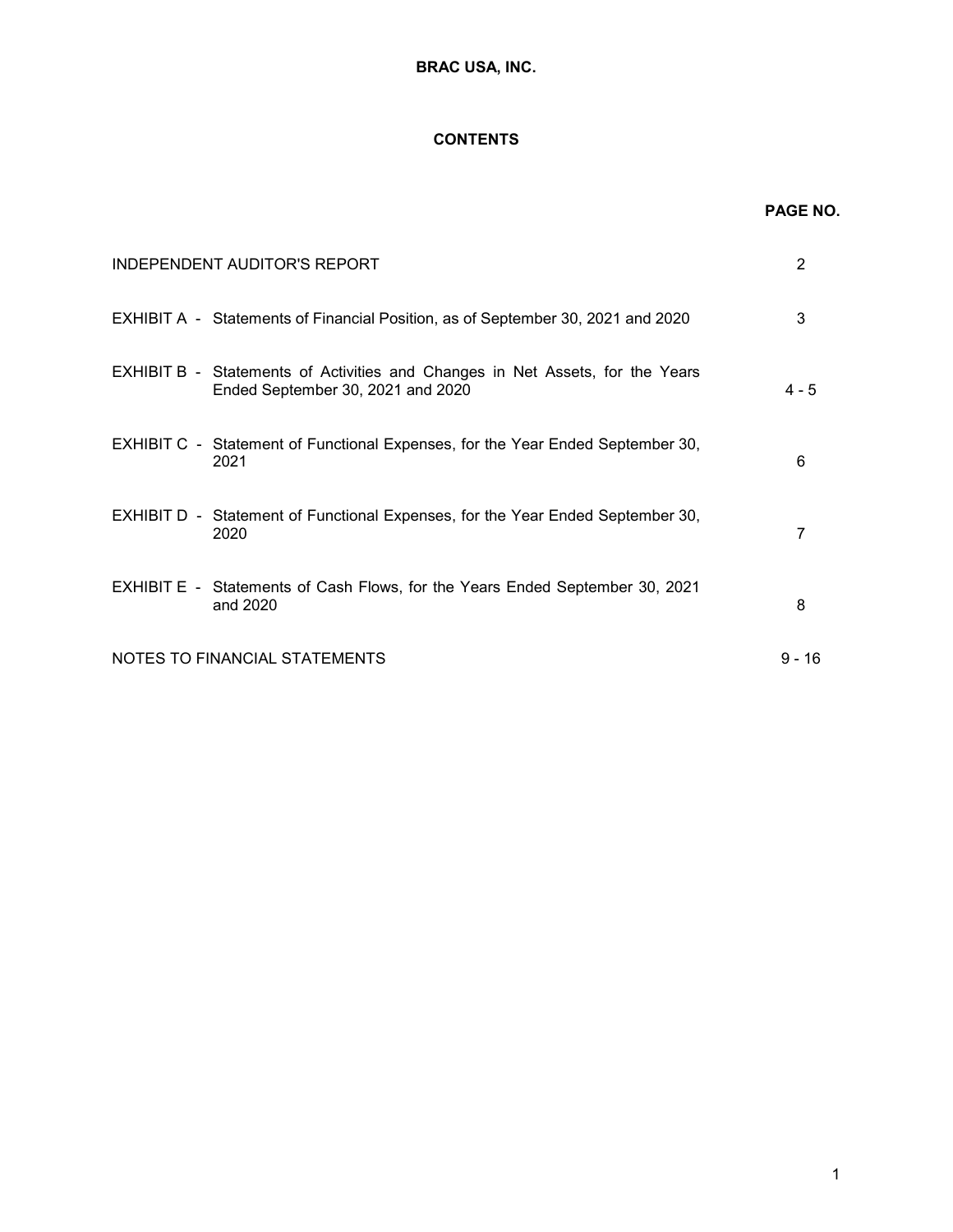**BRAC USA, INC.**

**CONTENTS**

| | | **PAGE NO.** |
|---|---|---|
| INDEPENDENT AUDITOR'S REPORT | | 2 |
| EXHIBIT A - | Statements of Financial Position, as of September 30, 2021 and 2020 | 3 |
| EXHIBIT B - | Statements of Activities and Changes in Net Assets, for the Years Ended September 30, 2021 and 2020 | 4 - 5 |
| EXHIBIT C - | Statement of Functional Expenses, for the Year Ended September 30, 2021 | 6 |
| EXHIBIT D - | Statement of Functional Expenses, for the Year Ended September 30, 2020 | 7 |
| EXHIBIT E - | Statements of Cash Flows, for the Years Ended September 30, 2021 and 2020 | 8 |
| NOTES TO FINANCIAL STATEMENTS | | 9 - 16 |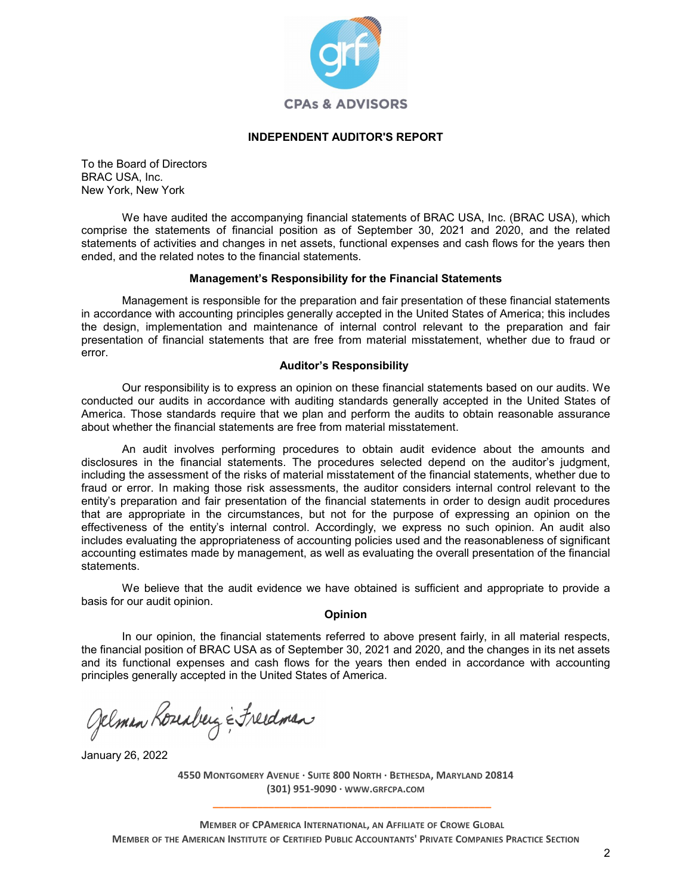CPAs & ADVISORS

## INDEPENDENT AUDITOR'S REPORT

To the Board of Directors
BRAC USA, Inc.
New York, New York

We have audited the accompanying financial statements of BRAC USA, Inc. (BRAC USA), which comprise the statements of financial position as of September 30, 2021 and 2020, and the related statements of activities and changes in net assets, functional expenses and cash flows for the years then ended, and the related notes to the financial statements.

### Management's Responsibility for the Financial Statements

Management is responsible for the preparation and fair presentation of these financial statements in accordance with accounting principles generally accepted in the United States of America; this includes the design, implementation and maintenance of internal control relevant to the preparation and fair presentation of financial statements that are free from material misstatement, whether due to fraud or error.

### Auditor's Responsibility

Our responsibility is to express an opinion on these financial statements based on our audits. We conducted our audits in accordance with auditing standards generally accepted in the United States of America. Those standards require that we plan and perform the audits to obtain reasonable assurance about whether the financial statements are free from material misstatement.

An audit involves performing procedures to obtain audit evidence about the amounts and disclosures in the financial statements. The procedures selected depend on the auditor's judgment, including the assessment of the risks of material misstatement of the financial statements, whether due to fraud or error. In making those risk assessments, the auditor considers internal control relevant to the entity's preparation and fair presentation of the financial statements in order to design audit procedures that are appropriate in the circumstances, but not for the purpose of expressing an opinion on the effectiveness of the entity's internal control. Accordingly, we express no such opinion. An audit also includes evaluating the appropriateness of accounting policies used and the reasonableness of significant accounting estimates made by management, as well as evaluating the overall presentation of the financial statements.

We believe that the audit evidence we have obtained is sufficient and appropriate to provide a basis for our audit opinion.

### Opinion

In our opinion, the financial statements referred to above present fairly, in all material respects, the financial position of BRAC USA as of September 30, 2021 and 2020, and the changes in its net assets and its functional expenses and cash flows for the years then ended in accordance with accounting principles generally accepted in the United States of America.

Gelman Rosenberg & Freedman

January 26, 2022

4550 MONTGOMERY AVENUE · SUITE 800 NORTH · BETHESDA, MARYLAND 20814
(301) 951-9090 · WWW.GRFCPA.COM

MEMBER OF CPAMERICA INTERNATIONAL, AN AFFILIATE OF CROWE GLOBAL
MEMBER OF THE AMERICAN INSTITUTE OF CERTIFIED PUBLIC ACCOUNTANTS' PRIVATE COMPANIES PRACTICE SECTION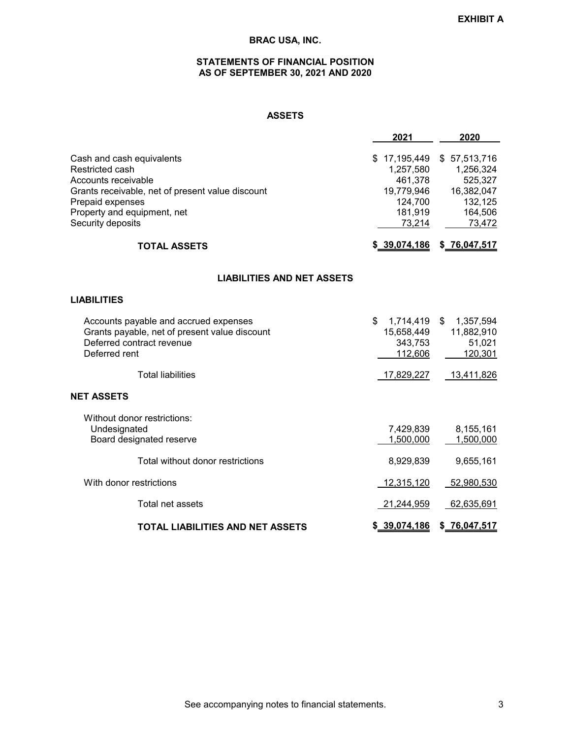**EXHIBIT A**

# BRAC USA, INC.

## STATEMENTS OF FINANCIAL POSITION
## AS OF SEPTEMBER 30, 2021 AND 2020

### ASSETS

| | 2021 | 2020 |
|---|---|---|
| Cash and cash equivalents | $ 17,195,449 | $ 57,513,716 |
| Restricted cash | 1,257,580 | 1,256,324 |
| Accounts receivable | 461,378 | 525,327 |
| Grants receivable, net of present value discount | 19,779,946 | 16,382,047 |
| Prepaid expenses | 124,700 | 132,125 |
| Property and equipment, net | 181,919 | 164,506 |
| Security deposits | 73,214 | 73,472 |
| **TOTAL ASSETS** | **$ 39,074,186** | **$ 76,047,517** |

### LIABILITIES AND NET ASSETS

| | 2021 | 2020 |
|---|---|---|
| **LIABILITIES** | | |
| Accounts payable and accrued expenses | $ 1,714,419 | $ 1,357,594 |
| Grants payable, net of present value discount | 15,658,449 | 11,882,910 |
| Deferred contract revenue | 343,753 | 51,021 |
| Deferred rent | 112,606 | 120,301 |
| Total liabilities | 17,829,227 | 13,411,826 |
| **NET ASSETS** | | |
| Without donor restrictions: | | |
| Undesignated | 7,429,839 | 8,155,161 |
| Board designated reserve | 1,500,000 | 1,500,000 |
| Total without donor restrictions | 8,929,839 | 9,655,161 |
| With donor restrictions | 12,315,120 | 52,980,530 |
| Total net assets | 21,244,959 | 62,635,691 |
| **TOTAL LIABILITIES AND NET ASSETS** | **$ 39,074,186** | **$ 76,047,517** |

See accompanying notes to financial statements.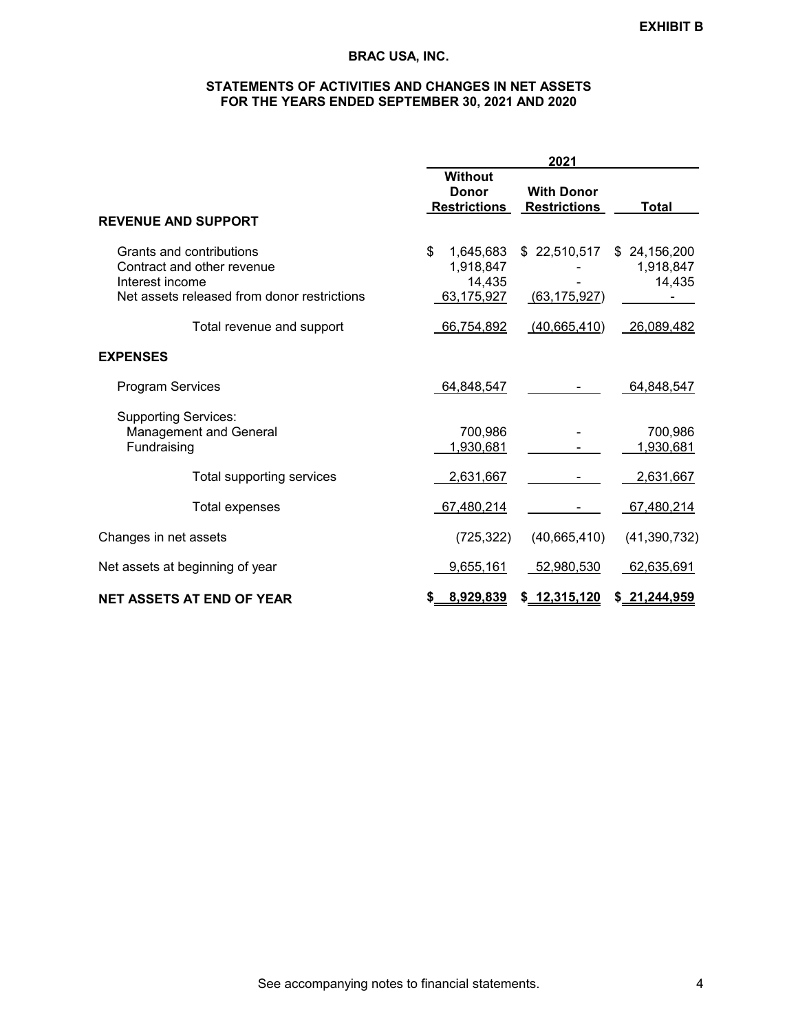**EXHIBIT B**

## BRAC USA, INC.

### STATEMENTS OF ACTIVITIES AND CHANGES IN NET ASSETS
### FOR THE YEARS ENDED SEPTEMBER 30, 2021 AND 2020

| | 2021 | | |
|---|---|---|---|
| | **Without Donor Restrictions** | **With Donor Restrictions** | **Total** |
| **REVENUE AND SUPPORT** | | | |
| Grants and contributions | $ 1,645,683 | $ 22,510,517 | $ 24,156,200 |
| Contract and other revenue | 1,918,847 | - | 1,918,847 |
| Interest income | 14,435 | - | 14,435 |
| Net assets released from donor restrictions | 63,175,927 | (63,175,927) | - |
| Total revenue and support | 66,754,892 | (40,665,410) | 26,089,482 |
| **EXPENSES** | | | |
| Program Services | 64,848,547 | - | 64,848,547 |
| Supporting Services: | | | |
| Management and General | 700,986 | - | 700,986 |
| Fundraising | 1,930,681 | - | 1,930,681 |
| Total supporting services | 2,631,667 | - | 2,631,667 |
| Total expenses | 67,480,214 | - | 67,480,214 |
| Changes in net assets | (725,322) | (40,665,410) | (41,390,732) |
| Net assets at beginning of year | 9,655,161 | 52,980,530 | 62,635,691 |
| **NET ASSETS AT END OF YEAR** | **$ 8,929,839** | **$ 12,315,120** | **$ 21,244,959** |

See accompanying notes to financial statements.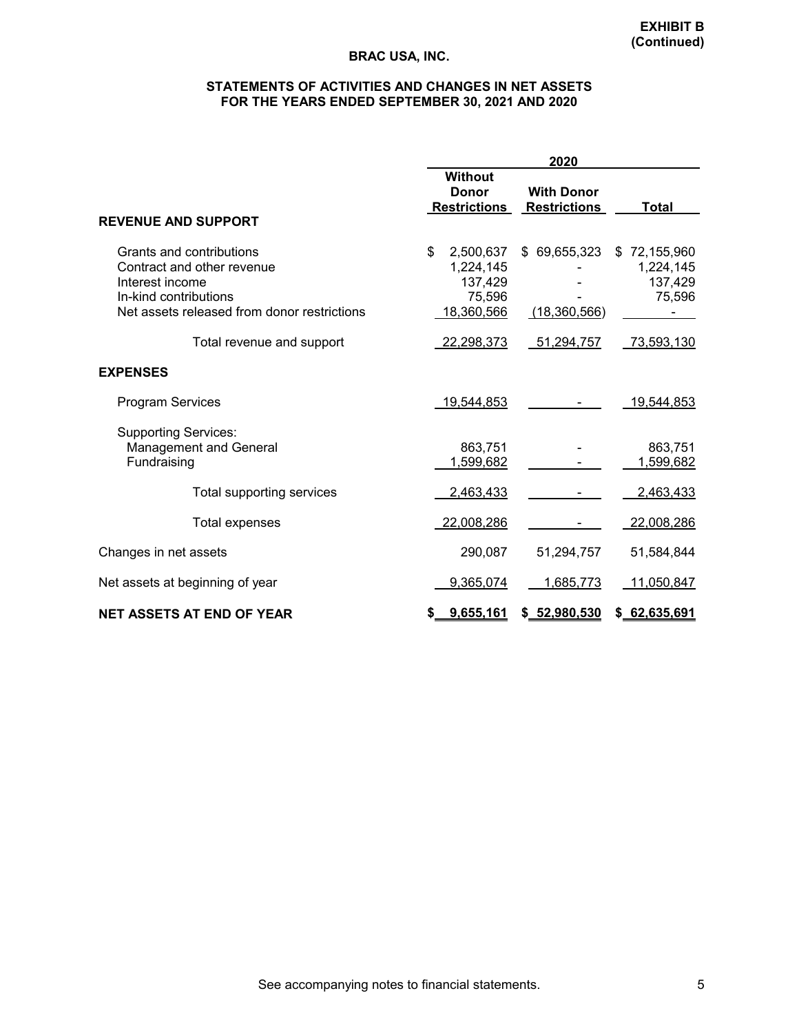**EXHIBIT B (Continued)**

**BRAC USA, INC.**

**STATEMENTS OF ACTIVITIES AND CHANGES IN NET ASSETS**
**FOR THE YEARS ENDED SEPTEMBER 30, 2021 AND 2020**

| | 2020 | | |
|---|---|---|---|
| | **Without Donor Restrictions** | **With Donor Restrictions** | **Total** |
| **REVENUE AND SUPPORT** | | | |
| Grants and contributions | $ 2,500,637 | $ 69,655,323 | $ 72,155,960 |
| Contract and other revenue | 1,224,145 | - | 1,224,145 |
| Interest income | 137,429 | - | 137,429 |
| In-kind contributions | 75,596 | - | 75,596 |
| Net assets released from donor restrictions | 18,360,566 | (18,360,566) | - |
| Total revenue and support | 22,298,373 | 51,294,757 | 73,593,130 |
| **EXPENSES** | | | |
| Program Services | 19,544,853 | - | 19,544,853 |
| Supporting Services: | | | |
| Management and General | 863,751 | - | 863,751 |
| Fundraising | 1,599,682 | - | 1,599,682 |
| Total supporting services | 2,463,433 | - | 2,463,433 |
| Total expenses | 22,008,286 | - | 22,008,286 |
| Changes in net assets | 290,087 | 51,294,757 | 51,584,844 |
| Net assets at beginning of year | 9,365,074 | 1,685,773 | 11,050,847 |
| **NET ASSETS AT END OF YEAR** | **$ 9,655,161** | **$ 52,980,530** | **$ 62,635,691** |

See accompanying notes to financial statements.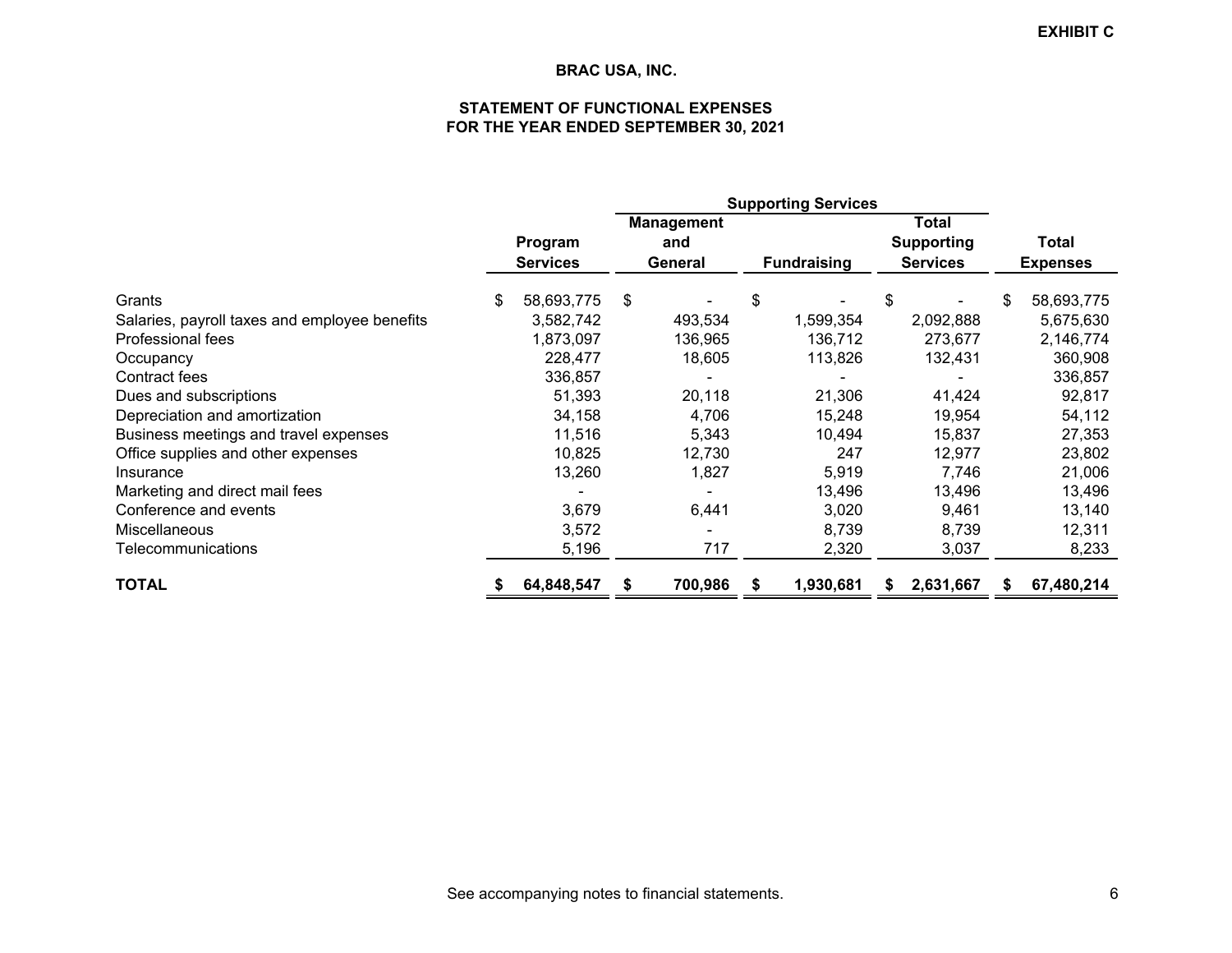**EXHIBIT C**

# BRAC USA, INC.

## STATEMENT OF FUNCTIONAL EXPENSES
## FOR THE YEAR ENDED SEPTEMBER 30, 2021

| | | Supporting Services | | | |
|---|---|---|---|---|---|
| | Program Services | Management and General | Fundraising | Total Supporting Services | Total Expenses |
| Grants | $ 58,693,775 | $ - | $ - | $ - | $ 58,693,775 |
| Salaries, payroll taxes and employee benefits | 3,582,742 | 493,534 | 1,599,354 | 2,092,888 | 5,675,630 |
| Professional fees | 1,873,097 | 136,965 | 136,712 | 273,677 | 2,146,774 |
| Occupancy | 228,477 | 18,605 | 113,826 | 132,431 | 360,908 |
| Contract fees | 336,857 | - | - | - | 336,857 |
| Dues and subscriptions | 51,393 | 20,118 | 21,306 | 41,424 | 92,817 |
| Depreciation and amortization | 34,158 | 4,706 | 15,248 | 19,954 | 54,112 |
| Business meetings and travel expenses | 11,516 | 5,343 | 10,494 | 15,837 | 27,353 |
| Office supplies and other expenses | 10,825 | 12,730 | 247 | 12,977 | 23,802 |
| Insurance | 13,260 | 1,827 | 5,919 | 7,746 | 21,006 |
| Marketing and direct mail fees | - | - | 13,496 | 13,496 | 13,496 |
| Conference and events | 3,679 | 6,441 | 3,020 | 9,461 | 13,140 |
| Miscellaneous | 3,572 | - | 8,739 | 8,739 | 12,311 |
| Telecommunications | 5,196 | 717 | 2,320 | 3,037 | 8,233 |
| **TOTAL** | **$ 64,848,547** | **$ 700,986** | **$ 1,930,681** | **$ 2,631,667** | **$ 67,480,214** |

See accompanying notes to financial statements.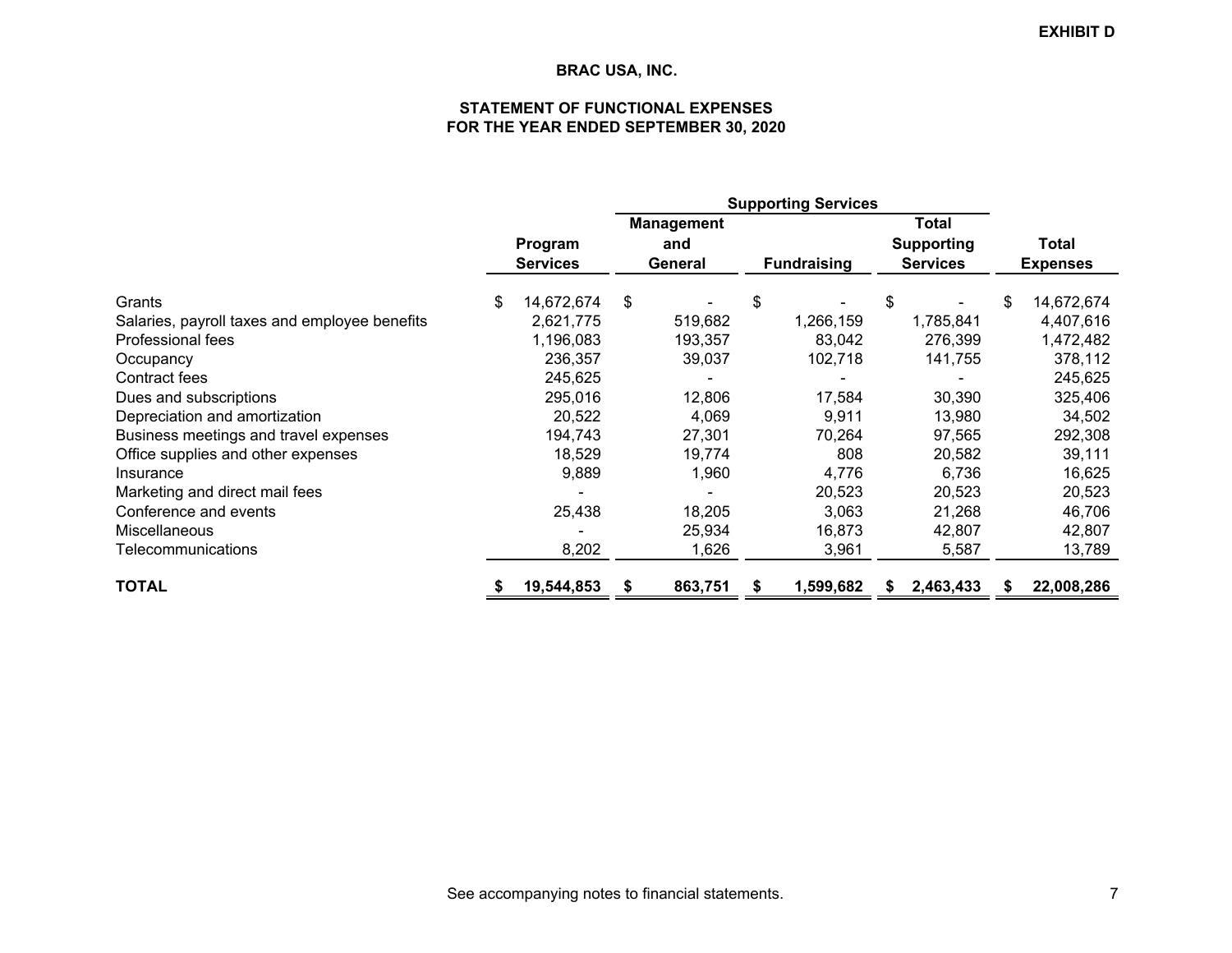EXHIBIT D

# BRAC USA, INC.

## STATEMENT OF FUNCTIONAL EXPENSES
## FOR THE YEAR ENDED SEPTEMBER 30, 2020

| | | Supporting Services | | | |
|---|---|---|---|---|---|
| | Program Services | Management and General | Fundraising | Total Supporting Services | Total Expenses |
| Grants | $ 14,672,674 | $ - | $ - | $ - | $ 14,672,674 |
| Salaries, payroll taxes and employee benefits | 2,621,775 | 519,682 | 1,266,159 | 1,785,841 | 4,407,616 |
| Professional fees | 1,196,083 | 193,357 | 83,042 | 276,399 | 1,472,482 |
| Occupancy | 236,357 | 39,037 | 102,718 | 141,755 | 378,112 |
| Contract fees | 245,625 | - | - | - | 245,625 |
| Dues and subscriptions | 295,016 | 12,806 | 17,584 | 30,390 | 325,406 |
| Depreciation and amortization | 20,522 | 4,069 | 9,911 | 13,980 | 34,502 |
| Business meetings and travel expenses | 194,743 | 27,301 | 70,264 | 97,565 | 292,308 |
| Office supplies and other expenses | 18,529 | 19,774 | 808 | 20,582 | 39,111 |
| Insurance | 9,889 | 1,960 | 4,776 | 6,736 | 16,625 |
| Marketing and direct mail fees | - | - | 20,523 | 20,523 | 20,523 |
| Conference and events | 25,438 | 18,205 | 3,063 | 21,268 | 46,706 |
| Miscellaneous | - | 25,934 | 16,873 | 42,807 | 42,807 |
| Telecommunications | 8,202 | 1,626 | 3,961 | 5,587 | 13,789 |
| **TOTAL** | **$ 19,544,853** | **$ 863,751** | **$ 1,599,682** | **$ 2,463,433** | **$ 22,008,286** |

See accompanying notes to financial statements.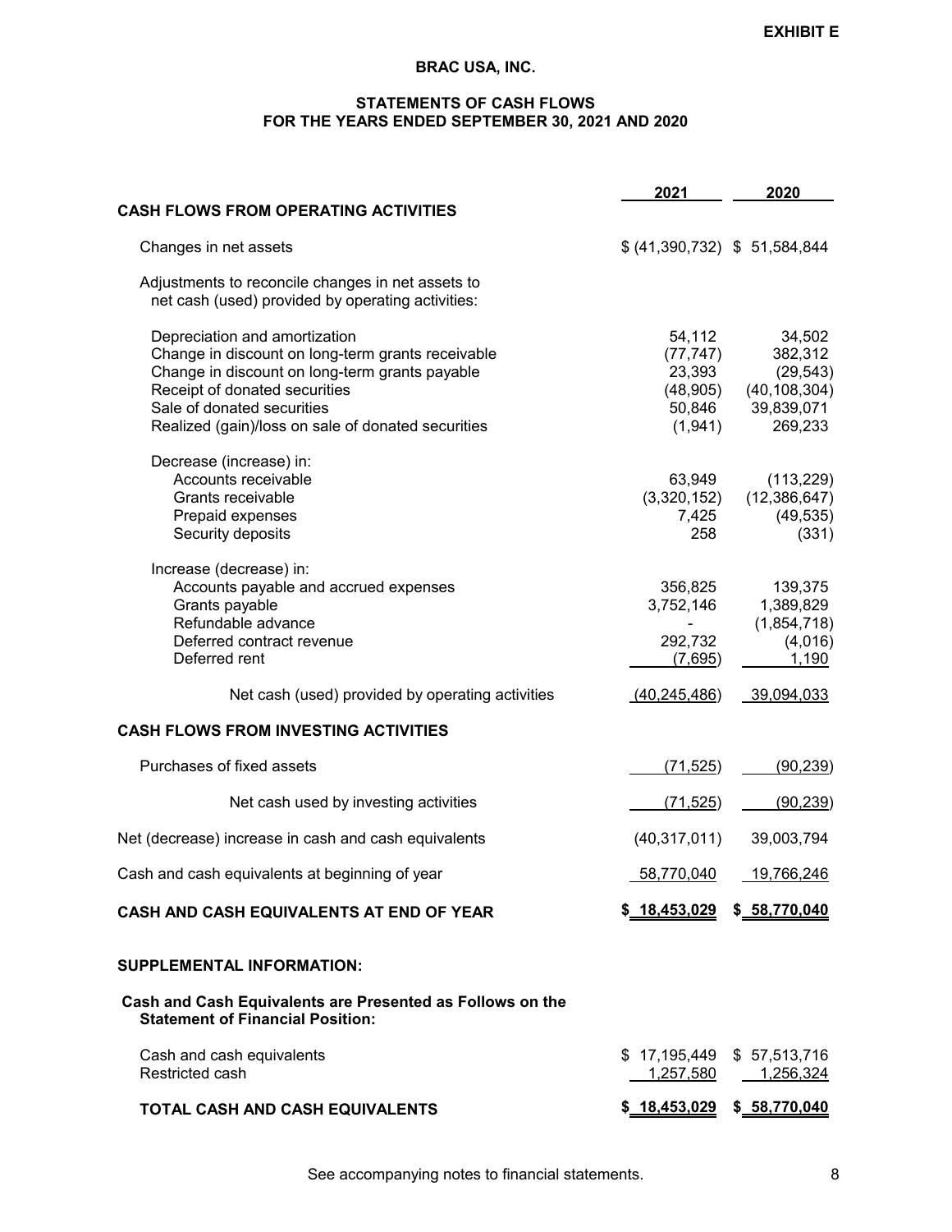**EXHIBIT E**

# BRAC USA, INC.

## STATEMENTS OF CASH FLOWS
## FOR THE YEARS ENDED SEPTEMBER 30, 2021 AND 2020

| | 2021 | 2020 |
|---|---|---|
| **CASH FLOWS FROM OPERATING ACTIVITIES** | | |
| Changes in net assets | $ (41,390,732) | $ 51,584,844 |
| Adjustments to reconcile changes in net assets to net cash (used) provided by operating activities: | | |
| Depreciation and amortization | 54,112 | 34,502 |
| Change in discount on long-term grants receivable | (77,747) | 382,312 |
| Change in discount on long-term grants payable | 23,393 | (29,543) |
| Receipt of donated securities | (48,905) | (40,108,304) |
| Sale of donated securities | 50,846 | 39,839,071 |
| Realized (gain)/loss on sale of donated securities | (1,941) | 269,233 |
| Decrease (increase) in: | | |
| Accounts receivable | 63,949 | (113,229) |
| Grants receivable | (3,320,152) | (12,386,647) |
| Prepaid expenses | 7,425 | (49,535) |
| Security deposits | 258 | (331) |
| Increase (decrease) in: | | |
| Accounts payable and accrued expenses | 356,825 | 139,375 |
| Grants payable | 3,752,146 | 1,389,829 |
| Refundable advance | - | (1,854,718) |
| Deferred contract revenue | 292,732 | (4,016) |
| Deferred rent | (7,695) | 1,190 |
| Net cash (used) provided by operating activities | (40,245,486) | 39,094,033 |
| **CASH FLOWS FROM INVESTING ACTIVITIES** | | |
| Purchases of fixed assets | (71,525) | (90,239) |
| Net cash used by investing activities | (71,525) | (90,239) |
| Net (decrease) increase in cash and cash equivalents | (40,317,011) | 39,003,794 |
| Cash and cash equivalents at beginning of year | 58,770,040 | 19,766,246 |
| **CASH AND CASH EQUIVALENTS AT END OF YEAR** | **$ 18,453,029** | **$ 58,770,040** |

**SUPPLEMENTAL INFORMATION:**

**Cash and Cash Equivalents are Presented as Follows on the Statement of Financial Position:**

| | 2021 | 2020 |
|---|---|---|
| Cash and cash equivalents | $ 17,195,449 | $ 57,513,716 |
| Restricted cash | 1,257,580 | 1,256,324 |
| **TOTAL CASH AND CASH EQUIVALENTS** | **$ 18,453,029** | **$ 58,770,040** |

See accompanying notes to financial statements.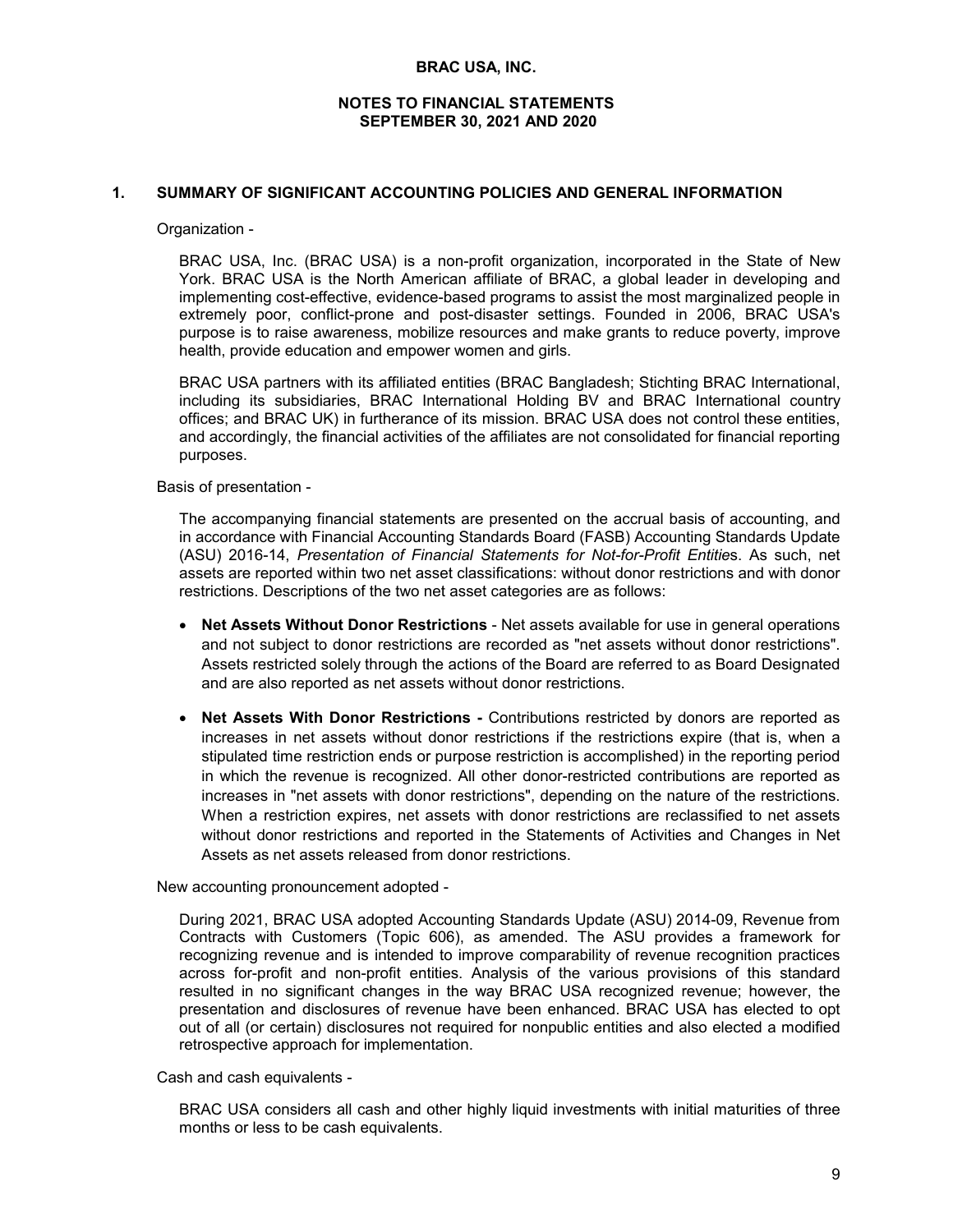**BRAC USA, INC.**

**NOTES TO FINANCIAL STATEMENTS**
**SEPTEMBER 30, 2021 AND 2020**

## 1. SUMMARY OF SIGNIFICANT ACCOUNTING POLICIES AND GENERAL INFORMATION

Organization -

BRAC USA, Inc. (BRAC USA) is a non-profit organization, incorporated in the State of New York. BRAC USA is the North American affiliate of BRAC, a global leader in developing and implementing cost-effective, evidence-based programs to assist the most marginalized people in extremely poor, conflict-prone and post-disaster settings. Founded in 2006, BRAC USA's purpose is to raise awareness, mobilize resources and make grants to reduce poverty, improve health, provide education and empower women and girls.

BRAC USA partners with its affiliated entities (BRAC Bangladesh; Stichting BRAC International, including its subsidiaries, BRAC International Holding BV and BRAC International country offices; and BRAC UK) in furtherance of its mission. BRAC USA does not control these entities, and accordingly, the financial activities of the affiliates are not consolidated for financial reporting purposes.

Basis of presentation -

The accompanying financial statements are presented on the accrual basis of accounting, and in accordance with Financial Accounting Standards Board (FASB) Accounting Standards Update (ASU) 2016-14, *Presentation of Financial Statements for Not-for-Profit Entities*. As such, net assets are reported within two net asset classifications: without donor restrictions and with donor restrictions. Descriptions of the two net asset categories are as follows:

- **Net Assets Without Donor Restrictions** - Net assets available for use in general operations and not subject to donor restrictions are recorded as "net assets without donor restrictions". Assets restricted solely through the actions of the Board are referred to as Board Designated and are also reported as net assets without donor restrictions.
- **Net Assets With Donor Restrictions -** Contributions restricted by donors are reported as increases in net assets without donor restrictions if the restrictions expire (that is, when a stipulated time restriction ends or purpose restriction is accomplished) in the reporting period in which the revenue is recognized. All other donor-restricted contributions are reported as increases in "net assets with donor restrictions", depending on the nature of the restrictions. When a restriction expires, net assets with donor restrictions are reclassified to net assets without donor restrictions and reported in the Statements of Activities and Changes in Net Assets as net assets released from donor restrictions.

New accounting pronouncement adopted -

During 2021, BRAC USA adopted Accounting Standards Update (ASU) 2014-09, Revenue from Contracts with Customers (Topic 606), as amended. The ASU provides a framework for recognizing revenue and is intended to improve comparability of revenue recognition practices across for-profit and non-profit entities. Analysis of the various provisions of this standard resulted in no significant changes in the way BRAC USA recognized revenue; however, the presentation and disclosures of revenue have been enhanced. BRAC USA has elected to opt out of all (or certain) disclosures not required for nonpublic entities and also elected a modified retrospective approach for implementation.

Cash and cash equivalents -

BRAC USA considers all cash and other highly liquid investments with initial maturities of three months or less to be cash equivalents.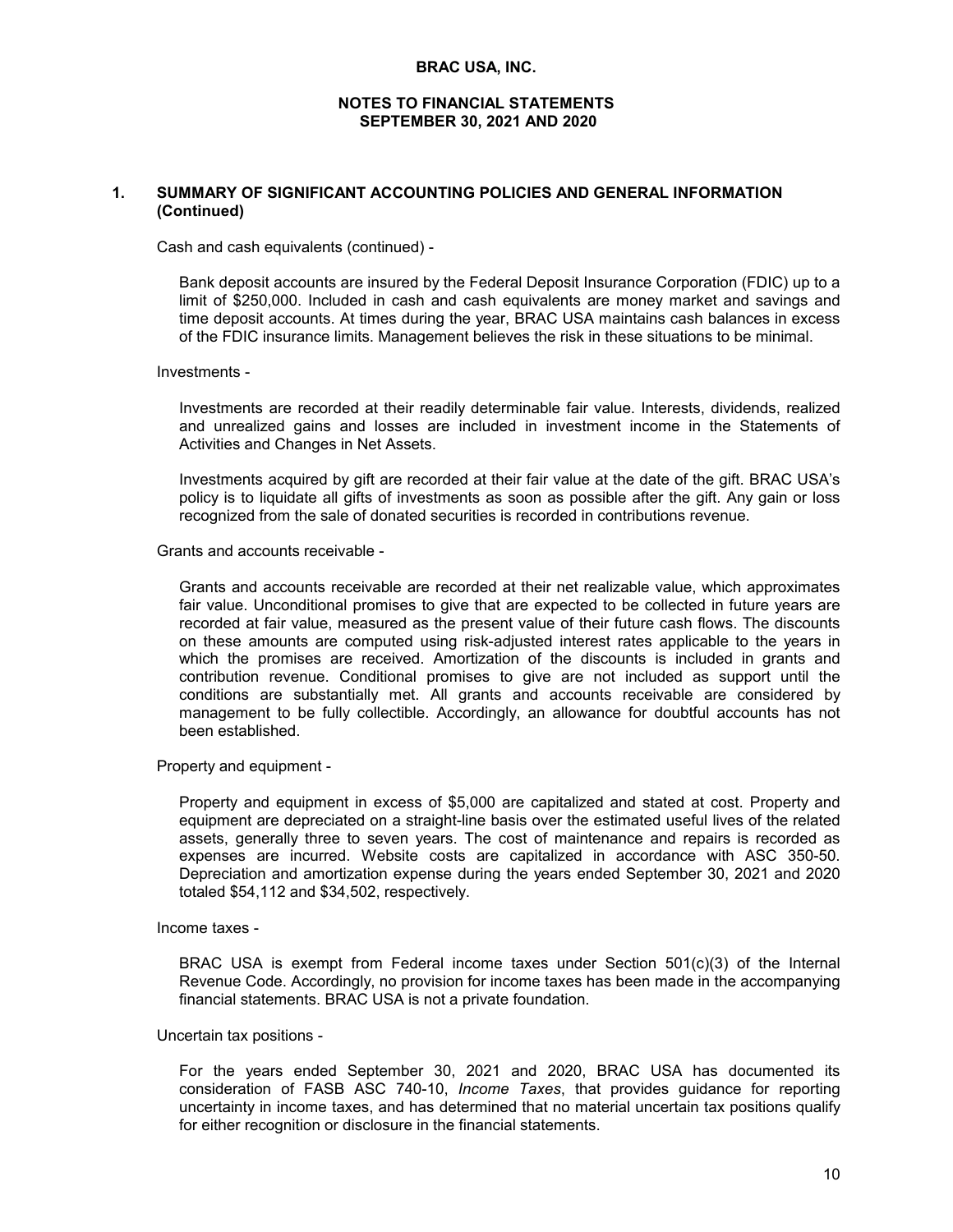**BRAC USA, INC.**

**NOTES TO FINANCIAL STATEMENTS**
**SEPTEMBER 30, 2021 AND 2020**

## 1. SUMMARY OF SIGNIFICANT ACCOUNTING POLICIES AND GENERAL INFORMATION (Continued)

Cash and cash equivalents (continued) -

Bank deposit accounts are insured by the Federal Deposit Insurance Corporation (FDIC) up to a limit of $250,000. Included in cash and cash equivalents are money market and savings and time deposit accounts. At times during the year, BRAC USA maintains cash balances in excess of the FDIC insurance limits. Management believes the risk in these situations to be minimal.

Investments -

Investments are recorded at their readily determinable fair value. Interests, dividends, realized and unrealized gains and losses are included in investment income in the Statements of Activities and Changes in Net Assets.

Investments acquired by gift are recorded at their fair value at the date of the gift. BRAC USA's policy is to liquidate all gifts of investments as soon as possible after the gift. Any gain or loss recognized from the sale of donated securities is recorded in contributions revenue.

Grants and accounts receivable -

Grants and accounts receivable are recorded at their net realizable value, which approximates fair value. Unconditional promises to give that are expected to be collected in future years are recorded at fair value, measured as the present value of their future cash flows. The discounts on these amounts are computed using risk-adjusted interest rates applicable to the years in which the promises are received. Amortization of the discounts is included in grants and contribution revenue. Conditional promises to give are not included as support until the conditions are substantially met. All grants and accounts receivable are considered by management to be fully collectible. Accordingly, an allowance for doubtful accounts has not been established.

Property and equipment -

Property and equipment in excess of $5,000 are capitalized and stated at cost. Property and equipment are depreciated on a straight-line basis over the estimated useful lives of the related assets, generally three to seven years. The cost of maintenance and repairs is recorded as expenses are incurred. Website costs are capitalized in accordance with ASC 350-50. Depreciation and amortization expense during the years ended September 30, 2021 and 2020 totaled $54,112 and $34,502, respectively.

Income taxes -

BRAC USA is exempt from Federal income taxes under Section 501(c)(3) of the Internal Revenue Code. Accordingly, no provision for income taxes has been made in the accompanying financial statements. BRAC USA is not a private foundation.

Uncertain tax positions -

For the years ended September 30, 2021 and 2020, BRAC USA has documented its consideration of FASB ASC 740-10, *Income Taxes*, that provides guidance for reporting uncertainty in income taxes, and has determined that no material uncertain tax positions qualify for either recognition or disclosure in the financial statements.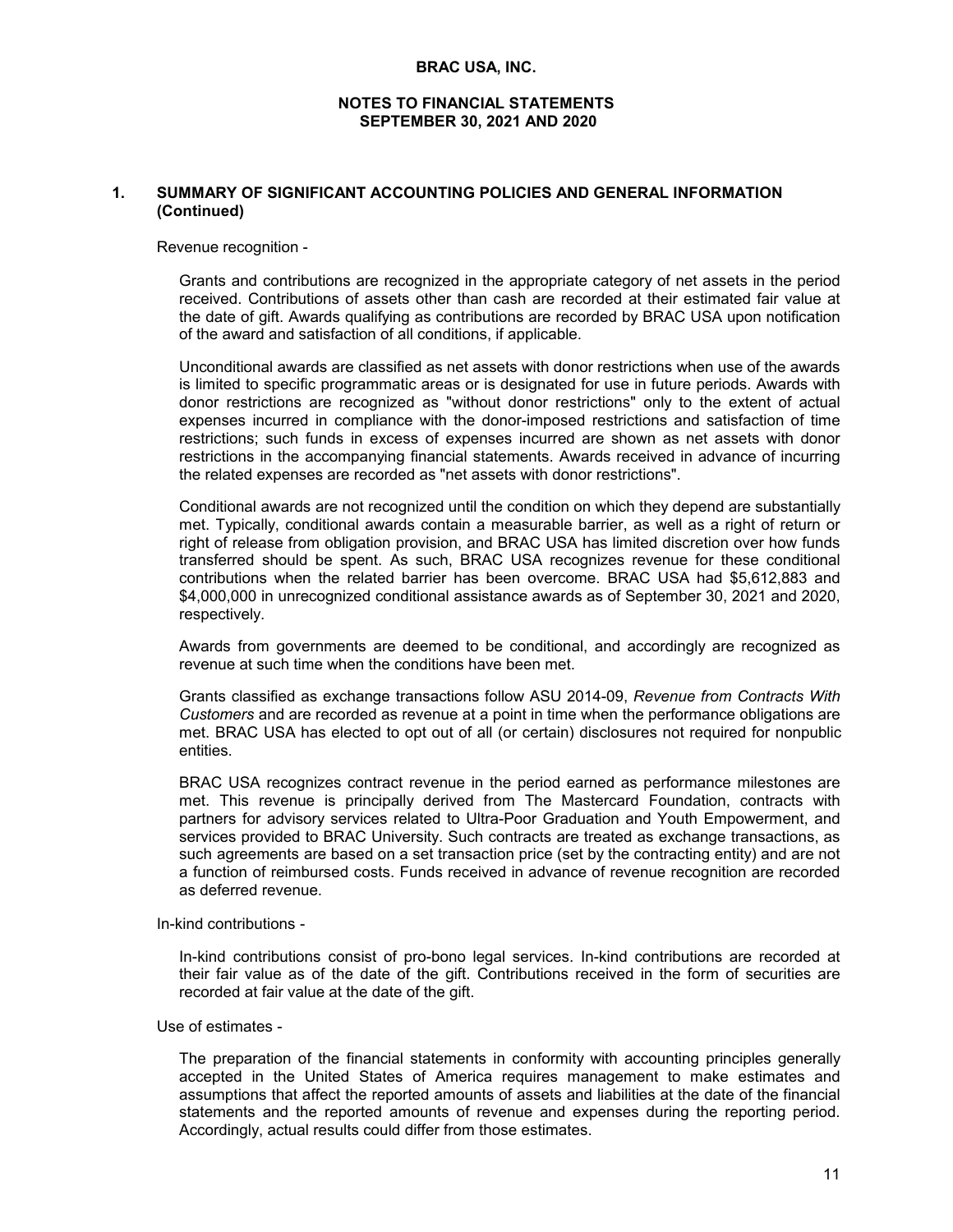## 1. SUMMARY OF SIGNIFICANT ACCOUNTING POLICIES AND GENERAL INFORMATION (Continued)

Revenue recognition -

Grants and contributions are recognized in the appropriate category of net assets in the period received. Contributions of assets other than cash are recorded at their estimated fair value at the date of gift. Awards qualifying as contributions are recorded by BRAC USA upon notification of the award and satisfaction of all conditions, if applicable.

Unconditional awards are classified as net assets with donor restrictions when use of the awards is limited to specific programmatic areas or is designated for use in future periods. Awards with donor restrictions are recognized as "without donor restrictions" only to the extent of actual expenses incurred in compliance with the donor-imposed restrictions and satisfaction of time restrictions; such funds in excess of expenses incurred are shown as net assets with donor restrictions in the accompanying financial statements. Awards received in advance of incurring the related expenses are recorded as "net assets with donor restrictions".

Conditional awards are not recognized until the condition on which they depend are substantially met. Typically, conditional awards contain a measurable barrier, as well as a right of return or right of release from obligation provision, and BRAC USA has limited discretion over how funds transferred should be spent. As such, BRAC USA recognizes revenue for these conditional contributions when the related barrier has been overcome. BRAC USA had $5,612,883 and $4,000,000 in unrecognized conditional assistance awards as of September 30, 2021 and 2020, respectively.

Awards from governments are deemed to be conditional, and accordingly are recognized as revenue at such time when the conditions have been met.

Grants classified as exchange transactions follow ASU 2014-09, *Revenue from Contracts With Customers* and are recorded as revenue at a point in time when the performance obligations are met. BRAC USA has elected to opt out of all (or certain) disclosures not required for nonpublic entities.

BRAC USA recognizes contract revenue in the period earned as performance milestones are met. This revenue is principally derived from The Mastercard Foundation, contracts with partners for advisory services related to Ultra-Poor Graduation and Youth Empowerment, and services provided to BRAC University. Such contracts are treated as exchange transactions, as such agreements are based on a set transaction price (set by the contracting entity) and are not a function of reimbursed costs. Funds received in advance of revenue recognition are recorded as deferred revenue.

In-kind contributions -

In-kind contributions consist of pro-bono legal services. In-kind contributions are recorded at their fair value as of the date of the gift. Contributions received in the form of securities are recorded at fair value at the date of the gift.

Use of estimates -

The preparation of the financial statements in conformity with accounting principles generally accepted in the United States of America requires management to make estimates and assumptions that affect the reported amounts of assets and liabilities at the date of the financial statements and the reported amounts of revenue and expenses during the reporting period. Accordingly, actual results could differ from those estimates.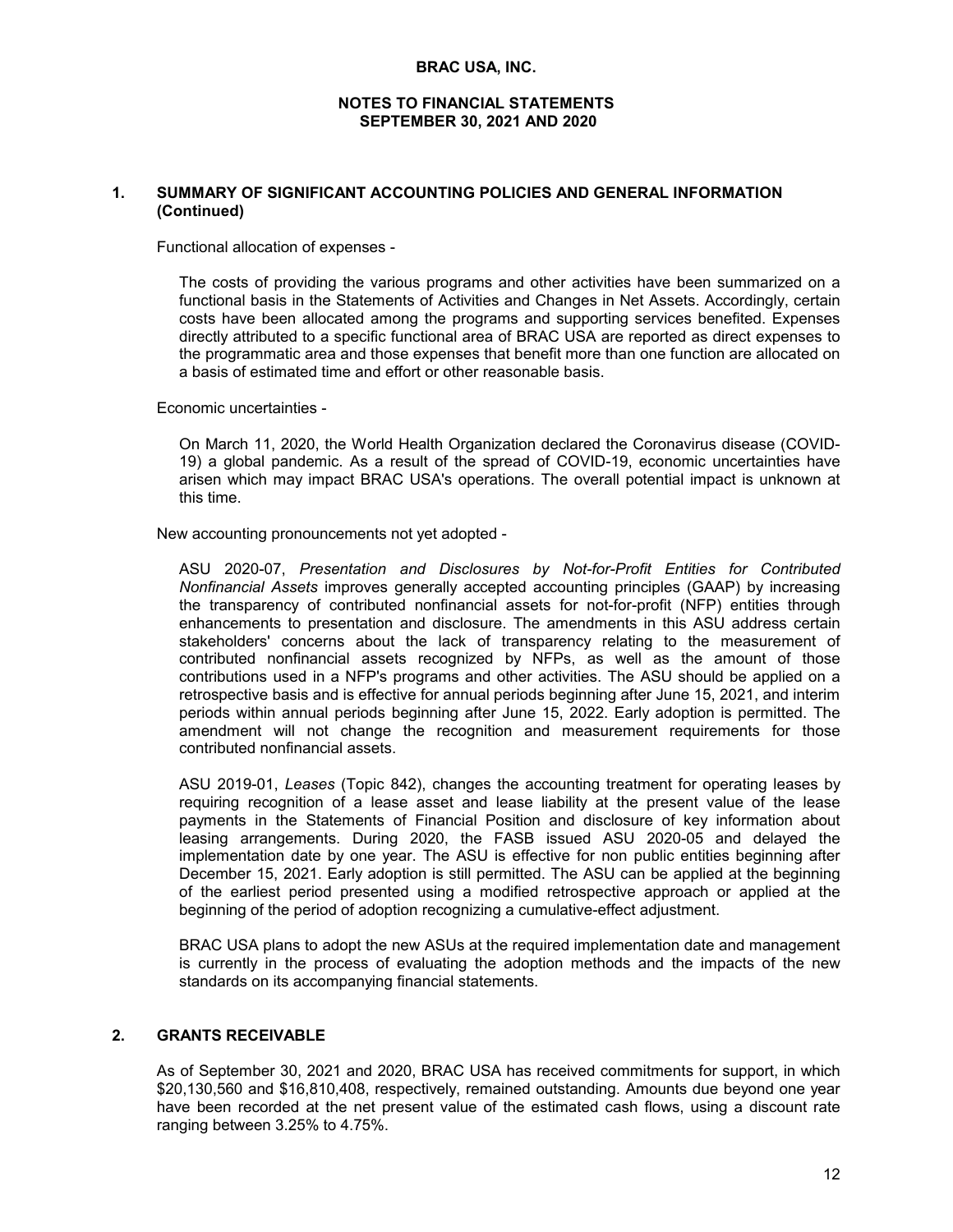## 1. SUMMARY OF SIGNIFICANT ACCOUNTING POLICIES AND GENERAL INFORMATION (Continued)

Functional allocation of expenses -

The costs of providing the various programs and other activities have been summarized on a functional basis in the Statements of Activities and Changes in Net Assets. Accordingly, certain costs have been allocated among the programs and supporting services benefited. Expenses directly attributed to a specific functional area of BRAC USA are reported as direct expenses to the programmatic area and those expenses that benefit more than one function are allocated on a basis of estimated time and effort or other reasonable basis.

Economic uncertainties -

On March 11, 2020, the World Health Organization declared the Coronavirus disease (COVID-19) a global pandemic. As a result of the spread of COVID-19, economic uncertainties have arisen which may impact BRAC USA's operations. The overall potential impact is unknown at this time.

New accounting pronouncements not yet adopted -

ASU 2020-07, *Presentation and Disclosures by Not-for-Profit Entities for Contributed Nonfinancial Assets* improves generally accepted accounting principles (GAAP) by increasing the transparency of contributed nonfinancial assets for not-for-profit (NFP) entities through enhancements to presentation and disclosure. The amendments in this ASU address certain stakeholders' concerns about the lack of transparency relating to the measurement of contributed nonfinancial assets recognized by NFPs, as well as the amount of those contributions used in a NFP's programs and other activities. The ASU should be applied on a retrospective basis and is effective for annual periods beginning after June 15, 2021, and interim periods within annual periods beginning after June 15, 2022. Early adoption is permitted. The amendment will not change the recognition and measurement requirements for those contributed nonfinancial assets.

ASU 2019-01, *Leases* (Topic 842), changes the accounting treatment for operating leases by requiring recognition of a lease asset and lease liability at the present value of the lease payments in the Statements of Financial Position and disclosure of key information about leasing arrangements. During 2020, the FASB issued ASU 2020-05 and delayed the implementation date by one year. The ASU is effective for non public entities beginning after December 15, 2021. Early adoption is still permitted. The ASU can be applied at the beginning of the earliest period presented using a modified retrospective approach or applied at the beginning of the period of adoption recognizing a cumulative-effect adjustment.

BRAC USA plans to adopt the new ASUs at the required implementation date and management is currently in the process of evaluating the adoption methods and the impacts of the new standards on its accompanying financial statements.

## 2. GRANTS RECEIVABLE

As of September 30, 2021 and 2020, BRAC USA has received commitments for support, in which $20,130,560 and $16,810,408, respectively, remained outstanding. Amounts due beyond one year have been recorded at the net present value of the estimated cash flows, using a discount rate ranging between 3.25% to 4.75%.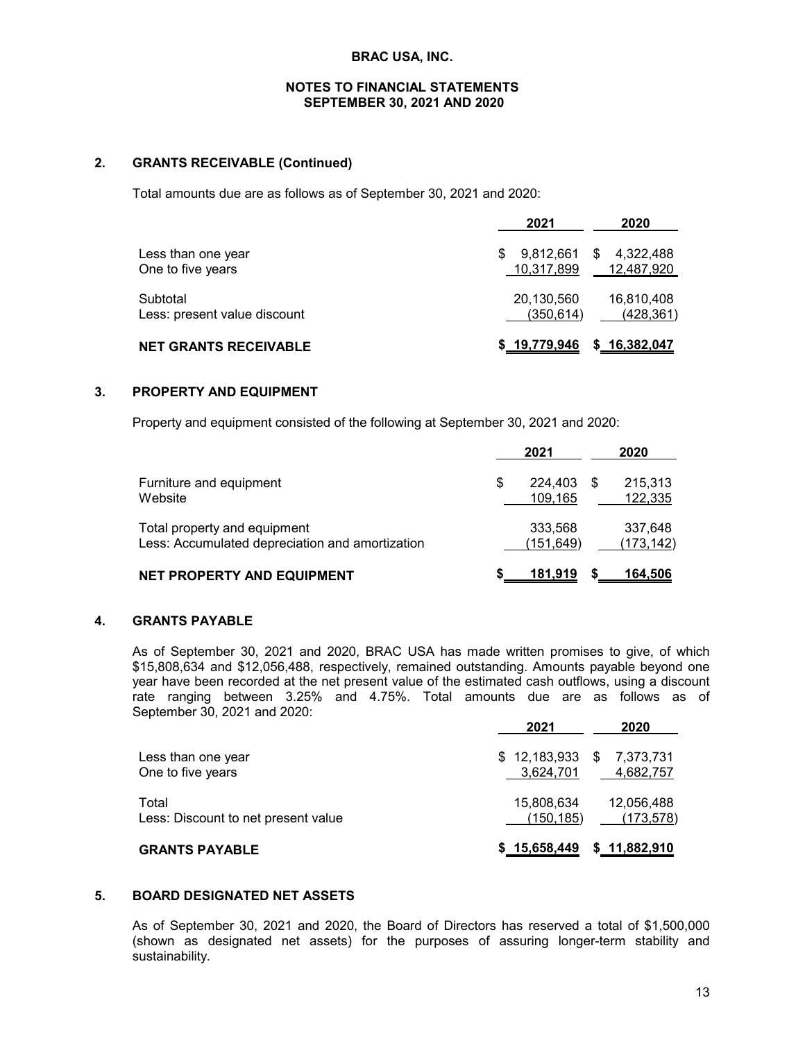## 2. GRANTS RECEIVABLE (Continued)

Total amounts due are as follows as of September 30, 2021 and 2020:

| | 2021 | 2020 |
|---|---|---|
| Less than one year | $ 9,812,661 | $ 4,322,488 |
| One to five years | 10,317,899 | 12,487,920 |
| Subtotal | 20,130,560 | 16,810,408 |
| Less: present value discount | (350,614) | (428,361) |
| **NET GRANTS RECEIVABLE** | **$ 19,779,946** | **$ 16,382,047** |

## 3. PROPERTY AND EQUIPMENT

Property and equipment consisted of the following at September 30, 2021 and 2020:

| | 2021 | 2020 |
|---|---|---|
| Furniture and equipment | $ 224,403 | $ 215,313 |
| Website | 109,165 | 122,335 |
| Total property and equipment | 333,568 | 337,648 |
| Less: Accumulated depreciation and amortization | (151,649) | (173,142) |
| **NET PROPERTY AND EQUIPMENT** | **$ 181,919** | **$ 164,506** |

## 4. GRANTS PAYABLE

As of September 30, 2021 and 2020, BRAC USA has made written promises to give, of which $15,808,634 and $12,056,488, respectively, remained outstanding. Amounts payable beyond one year have been recorded at the net present value of the estimated cash outflows, using a discount rate ranging between 3.25% and 4.75%. Total amounts due are as follows as of September 30, 2021 and 2020:

| | 2021 | 2020 |
|---|---|---|
| Less than one year | $ 12,183,933 | $ 7,373,731 |
| One to five years | 3,624,701 | 4,682,757 |
| Total | 15,808,634 | 12,056,488 |
| Less: Discount to net present value | (150,185) | (173,578) |
| **GRANTS PAYABLE** | **$ 15,658,449** | **$ 11,882,910** |

## 5. BOARD DESIGNATED NET ASSETS

As of September 30, 2021 and 2020, the Board of Directors has reserved a total of $1,500,000 (shown as designated net assets) for the purposes of assuring longer-term stability and sustainability.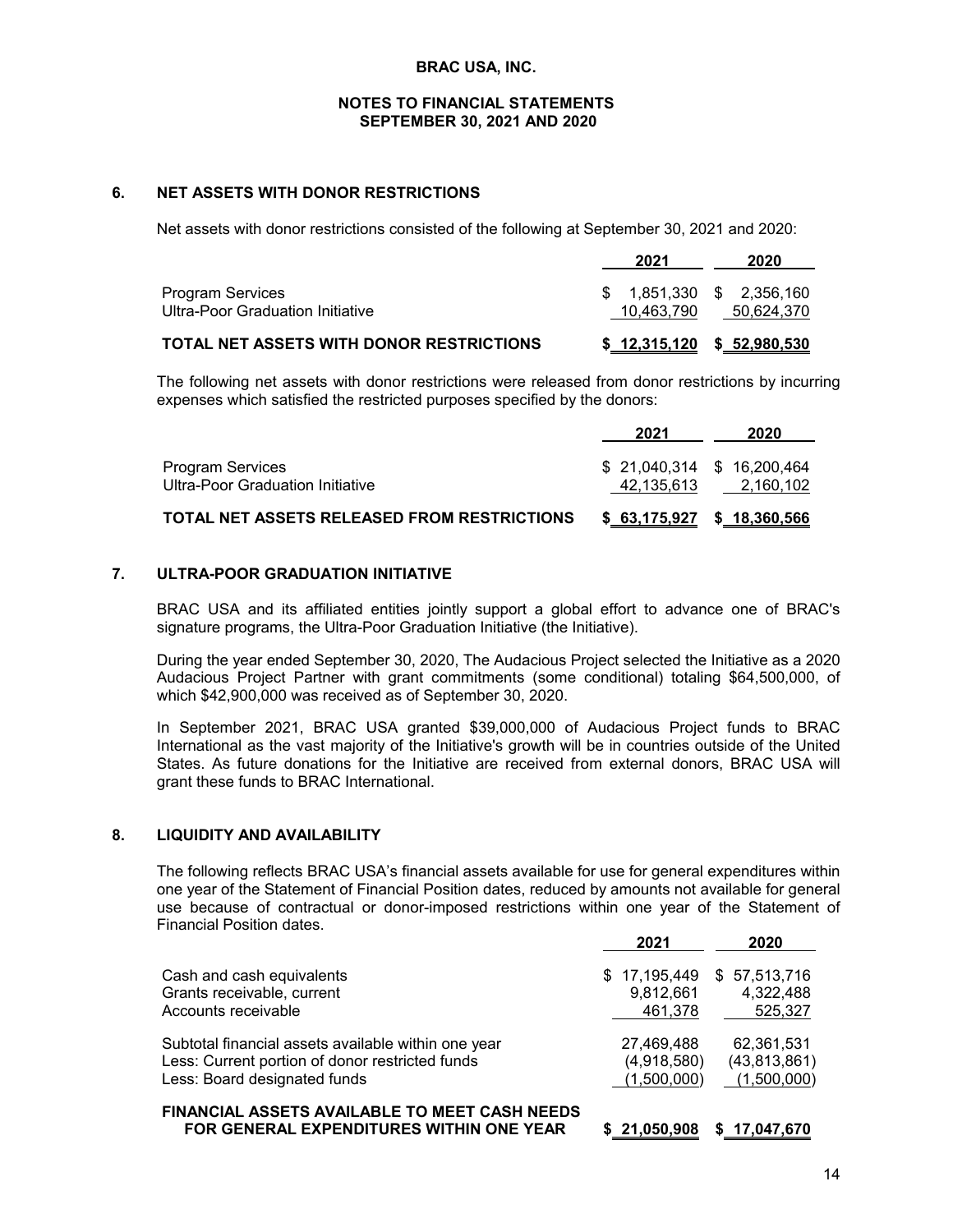BRAC USA, INC.

NOTES TO FINANCIAL STATEMENTS
SEPTEMBER 30, 2021 AND 2020

## 6. NET ASSETS WITH DONOR RESTRICTIONS

Net assets with donor restrictions consisted of the following at September 30, 2021 and 2020:

| | 2021 | 2020 |
|---|---|---|
| Program Services | $ 1,851,330 | $ 2,356,160 |
| Ultra-Poor Graduation Initiative | 10,463,790 | 50,624,370 |
| **TOTAL NET ASSETS WITH DONOR RESTRICTIONS** | **$ 12,315,120** | **$ 52,980,530** |

The following net assets with donor restrictions were released from donor restrictions by incurring expenses which satisfied the restricted purposes specified by the donors:

| | 2021 | 2020 |
|---|---|---|
| Program Services | $ 21,040,314 | $ 16,200,464 |
| Ultra-Poor Graduation Initiative | 42,135,613 | 2,160,102 |
| **TOTAL NET ASSETS RELEASED FROM RESTRICTIONS** | **$ 63,175,927** | **$ 18,360,566** |

## 7. ULTRA-POOR GRADUATION INITIATIVE

BRAC USA and its affiliated entities jointly support a global effort to advance one of BRAC's signature programs, the Ultra-Poor Graduation Initiative (the Initiative).

During the year ended September 30, 2020, The Audacious Project selected the Initiative as a 2020 Audacious Project Partner with grant commitments (some conditional) totaling $64,500,000, of which $42,900,000 was received as of September 30, 2020.

In September 2021, BRAC USA granted $39,000,000 of Audacious Project funds to BRAC International as the vast majority of the Initiative's growth will be in countries outside of the United States. As future donations for the Initiative are received from external donors, BRAC USA will grant these funds to BRAC International.

## 8. LIQUIDITY AND AVAILABILITY

The following reflects BRAC USA's financial assets available for use for general expenditures within one year of the Statement of Financial Position dates, reduced by amounts not available for general use because of contractual or donor-imposed restrictions within one year of the Statement of Financial Position dates.

| | 2021 | 2020 |
|---|---|---|
| Cash and cash equivalents | $ 17,195,449 | $ 57,513,716 |
| Grants receivable, current | 9,812,661 | 4,322,488 |
| Accounts receivable | 461,378 | 525,327 |
| Subtotal financial assets available within one year | 27,469,488 | 62,361,531 |
| Less: Current portion of donor restricted funds | (4,918,580) | (43,813,861) |
| Less: Board designated funds | (1,500,000) | (1,500,000) |
| **FINANCIAL ASSETS AVAILABLE TO MEET CASH NEEDS FOR GENERAL EXPENDITURES WITHIN ONE YEAR** | **$ 21,050,908** | **$ 17,047,670** |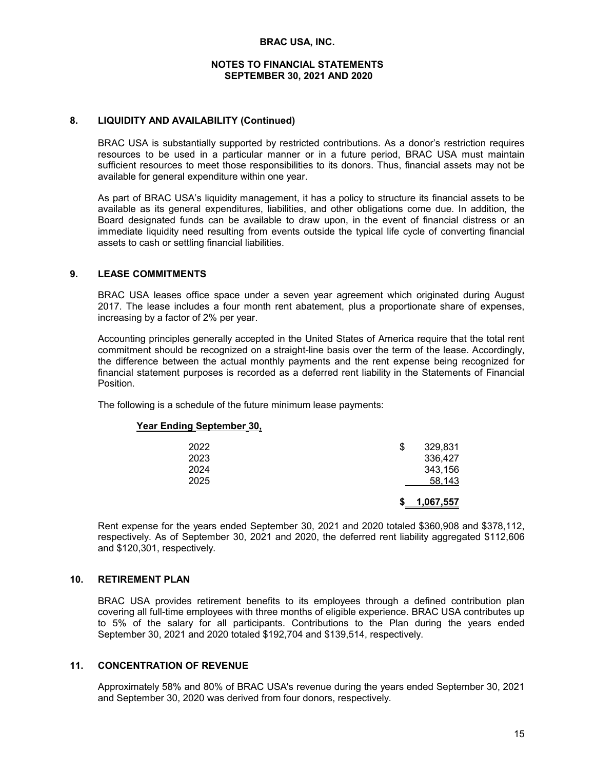**BRAC USA, INC.**

**NOTES TO FINANCIAL STATEMENTS**
**SEPTEMBER 30, 2021 AND 2020**

## 8. LIQUIDITY AND AVAILABILITY (Continued)

BRAC USA is substantially supported by restricted contributions. As a donor's restriction requires resources to be used in a particular manner or in a future period, BRAC USA must maintain sufficient resources to meet those responsibilities to its donors. Thus, financial assets may not be available for general expenditure within one year.

As part of BRAC USA's liquidity management, it has a policy to structure its financial assets to be available as its general expenditures, liabilities, and other obligations come due. In addition, the Board designated funds can be available to draw upon, in the event of financial distress or an immediate liquidity need resulting from events outside the typical life cycle of converting financial assets to cash or settling financial liabilities.

## 9. LEASE COMMITMENTS

BRAC USA leases office space under a seven year agreement which originated during August 2017. The lease includes a four month rent abatement, plus a proportionate share of expenses, increasing by a factor of 2% per year.

Accounting principles generally accepted in the United States of America require that the total rent commitment should be recognized on a straight-line basis over the term of the lease. Accordingly, the difference between the actual monthly payments and the rent expense being recognized for financial statement purposes is recorded as a deferred rent liability in the Statements of Financial Position.

The following is a schedule of the future minimum lease payments:

| Year Ending September 30, | |
|---|---|
| 2022 | $ 329,831 |
| 2023 | 336,427 |
| 2024 | 343,156 |
| 2025 | 58,143 |
| | **$ 1,067,557** |

Rent expense for the years ended September 30, 2021 and 2020 totaled $360,908 and $378,112, respectively. As of September 30, 2021 and 2020, the deferred rent liability aggregated $112,606 and $120,301, respectively.

## 10. RETIREMENT PLAN

BRAC USA provides retirement benefits to its employees through a defined contribution plan covering all full-time employees with three months of eligible experience. BRAC USA contributes up to 5% of the salary for all participants. Contributions to the Plan during the years ended September 30, 2021 and 2020 totaled $192,704 and $139,514, respectively.

## 11. CONCENTRATION OF REVENUE

Approximately 58% and 80% of BRAC USA's revenue during the years ended September 30, 2021 and September 30, 2020 was derived from four donors, respectively.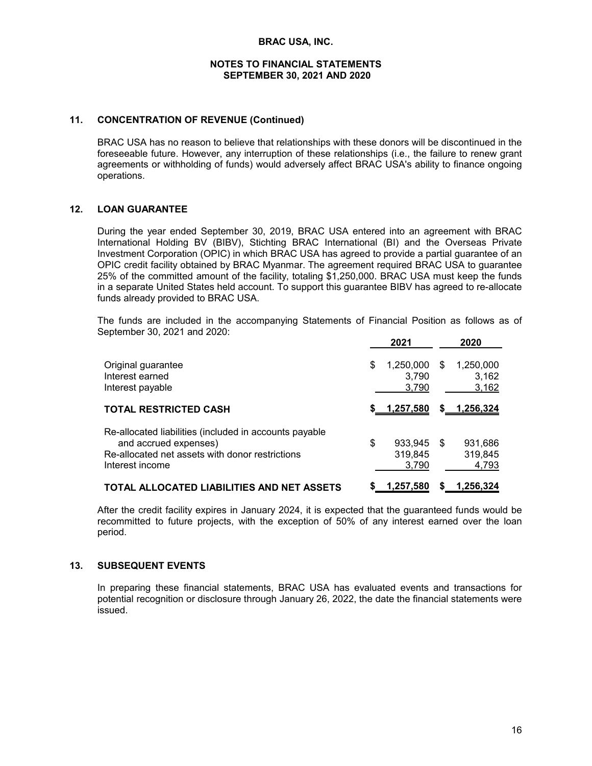## 11. CONCENTRATION OF REVENUE (Continued)

BRAC USA has no reason to believe that relationships with these donors will be discontinued in the foreseeable future. However, any interruption of these relationships (i.e., the failure to renew grant agreements or withholding of funds) would adversely affect BRAC USA's ability to finance ongoing operations.

## 12. LOAN GUARANTEE

During the year ended September 30, 2019, BRAC USA entered into an agreement with BRAC International Holding BV (BIBV), Stichting BRAC International (BI) and the Overseas Private Investment Corporation (OPIC) in which BRAC USA has agreed to provide a partial guarantee of an OPIC credit facility obtained by BRAC Myanmar. The agreement required BRAC USA to guarantee 25% of the committed amount of the facility, totaling $1,250,000. BRAC USA must keep the funds in a separate United States held account. To support this guarantee BIBV has agreed to re-allocate funds already provided to BRAC USA.

The funds are included in the accompanying Statements of Financial Position as follows as of September 30, 2021 and 2020:

| | 2021 | 2020 |
|---|---|---|
| Original guarantee | $ 1,250,000 | $ 1,250,000 |
| Interest earned | 3,790 | 3,162 |
| Interest payable | 3,790 | 3,162 |
| **TOTAL RESTRICTED CASH** | **$ 1,257,580** | **$ 1,256,324** |
| Re-allocated liabilities (included in accounts payable and accrued expenses) | $ 933,945 | $ 931,686 |
| Re-allocated net assets with donor restrictions | 319,845 | 319,845 |
| Interest income | 3,790 | 4,793 |
| **TOTAL ALLOCATED LIABILITIES AND NET ASSETS** | **$ 1,257,580** | **$ 1,256,324** |

After the credit facility expires in January 2024, it is expected that the guaranteed funds would be recommitted to future projects, with the exception of 50% of any interest earned over the loan period.

## 13. SUBSEQUENT EVENTS

In preparing these financial statements, BRAC USA has evaluated events and transactions for potential recognition or disclosure through January 26, 2022, the date the financial statements were issued.